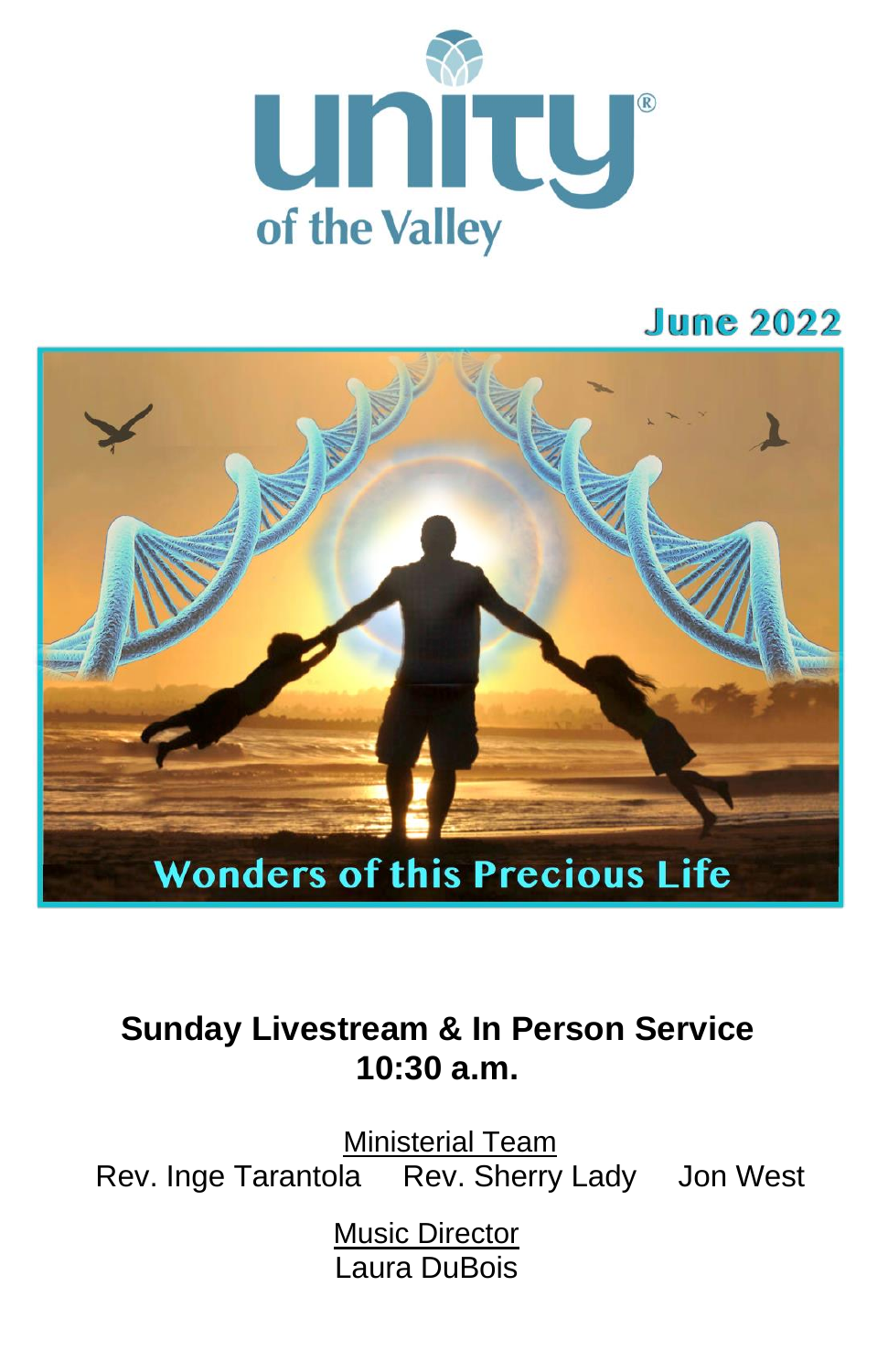# unity

## of the Valley

**June 2022**

**Wonders of this Precious Life**

## Sunday Livestream & In Person Service
## 10:30 a.m.

Ministerial Team

Rev. Inge Tarantola  Rev. Sherry Lady  Jon West

Music Director

Laura DuBois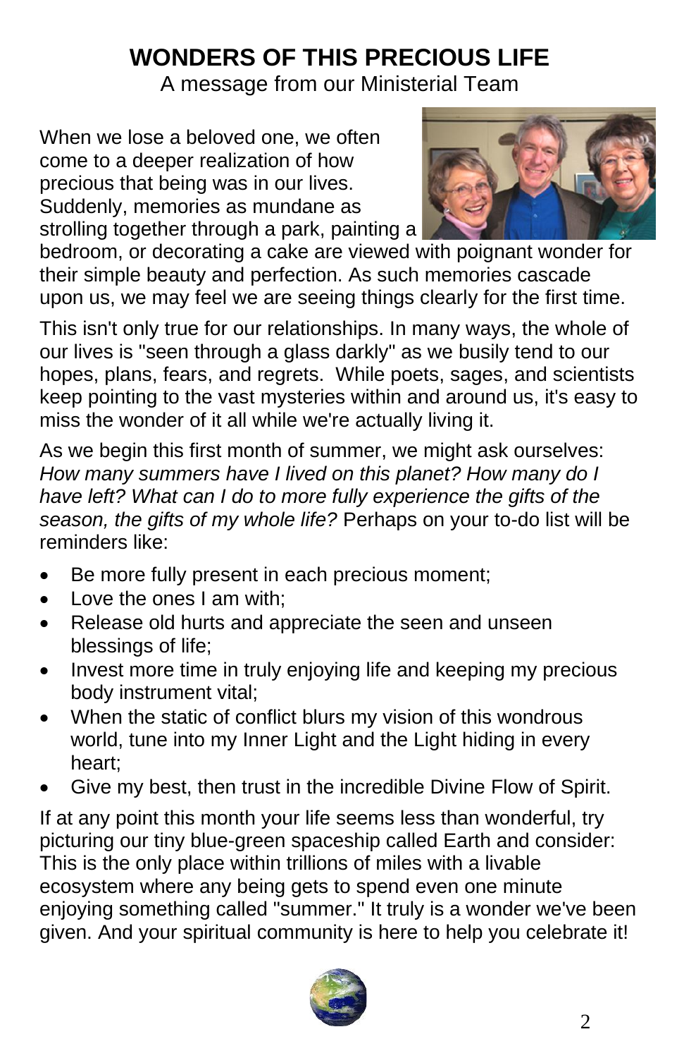# WONDERS OF THIS PRECIOUS LIFE

A message from our Ministerial Team

When we lose a beloved one, we often come to a deeper realization of how precious that being was in our lives. Suddenly, memories as mundane as strolling together through a park, painting a bedroom, or decorating a cake are viewed with poignant wonder for their simple beauty and perfection. As such memories cascade upon us, we may feel we are seeing things clearly for the first time.

This isn't only true for our relationships. In many ways, the whole of our lives is "seen through a glass darkly" as we busily tend to our hopes, plans, fears, and regrets. While poets, sages, and scientists keep pointing to the vast mysteries within and around us, it's easy to miss the wonder of it all while we're actually living it.

As we begin this first month of summer, we might ask ourselves: *How many summers have I lived on this planet? How many do I have left? What can I do to more fully experience the gifts of the season, the gifts of my whole life?* Perhaps on your to-do list will be reminders like:

- Be more fully present in each precious moment;
- Love the ones I am with;
- Release old hurts and appreciate the seen and unseen blessings of life;
- Invest more time in truly enjoying life and keeping my precious body instrument vital;
- When the static of conflict blurs my vision of this wondrous world, tune into my Inner Light and the Light hiding in every heart;
- Give my best, then trust in the incredible Divine Flow of Spirit.

If at any point this month your life seems less than wonderful, try picturing our tiny blue-green spaceship called Earth and consider: This is the only place within trillions of miles with a livable ecosystem where any being gets to spend even one minute enjoying something called "summer." It truly is a wonder we've been given. And your spiritual community is here to help you celebrate it!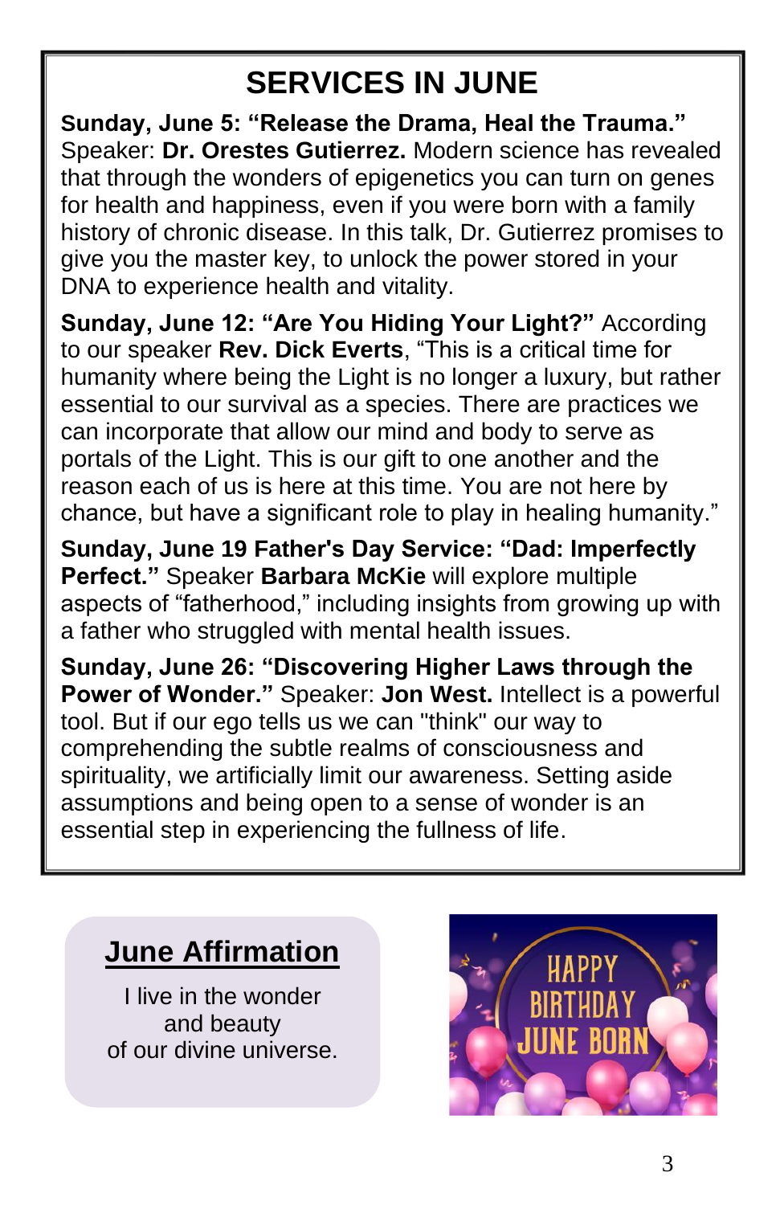# SERVICES IN JUNE

**Sunday, June 5: "Release the Drama, Heal the Trauma."** Speaker: **Dr. Orestes Gutierrez.** Modern science has revealed that through the wonders of epigenetics you can turn on genes for health and happiness, even if you were born with a family history of chronic disease. In this talk, Dr. Gutierrez promises to give you the master key, to unlock the power stored in your DNA to experience health and vitality.

**Sunday, June 12: "Are You Hiding Your Light?"** According to our speaker **Rev. Dick Everts**, "This is a critical time for humanity where being the Light is no longer a luxury, but rather essential to our survival as a species. There are practices we can incorporate that allow our mind and body to serve as portals of the Light. This is our gift to one another and the reason each of us is here at this time. You are not here by chance, but have a significant role to play in healing humanity."

**Sunday, June 19 Father's Day Service: "Dad: Imperfectly Perfect."** Speaker **Barbara McKie** will explore multiple aspects of "fatherhood," including insights from growing up with a father who struggled with mental health issues.

**Sunday, June 26: "Discovering Higher Laws through the Power of Wonder."** Speaker: **Jon West.** Intellect is a powerful tool. But if our ego tells us we can "think" our way to comprehending the subtle realms of consciousness and spirituality, we artificially limit our awareness. Setting aside assumptions and being open to a sense of wonder is an essential step in experiencing the fullness of life.

## June Affirmation

I live in the wonder
and beauty
of our divine universe.

HAPPY BIRTHDAY JUNE BORN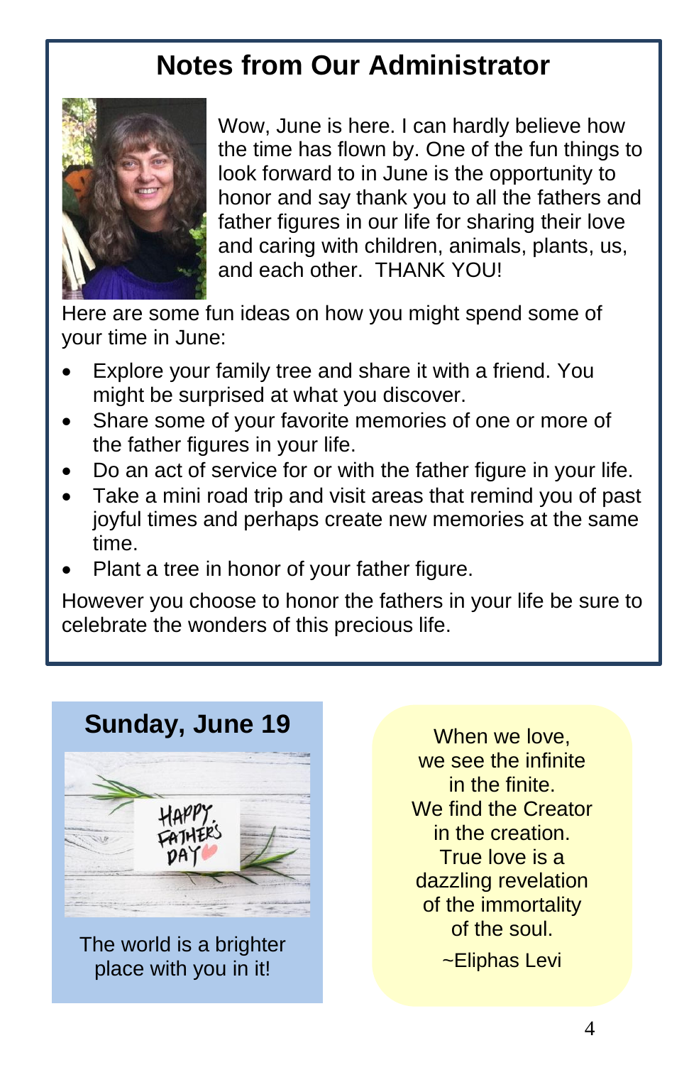## Notes from Our Administrator

Wow, June is here. I can hardly believe how the time has flown by. One of the fun things to look forward to in June is the opportunity to honor and say thank you to all the fathers and father figures in our life for sharing their love and caring with children, animals, plants, us, and each other. THANK YOU!

Here are some fun ideas on how you might spend some of your time in June:

- Explore your family tree and share it with a friend. You might be surprised at what you discover.
- Share some of your favorite memories of one or more of the father figures in your life.
- Do an act of service for or with the father figure in your life.
- Take a mini road trip and visit areas that remind you of past joyful times and perhaps create new memories at the same time.
- Plant a tree in honor of your father figure.

However you choose to honor the fathers in your life be sure to celebrate the wonders of this precious life.

### Sunday, June 19

The world is a brighter place with you in it!

When we love,
we see the infinite
in the finite.
We find the Creator
in the creation.
True love is a
dazzling revelation
of the immortality
of the soul.

~Eliphas Levi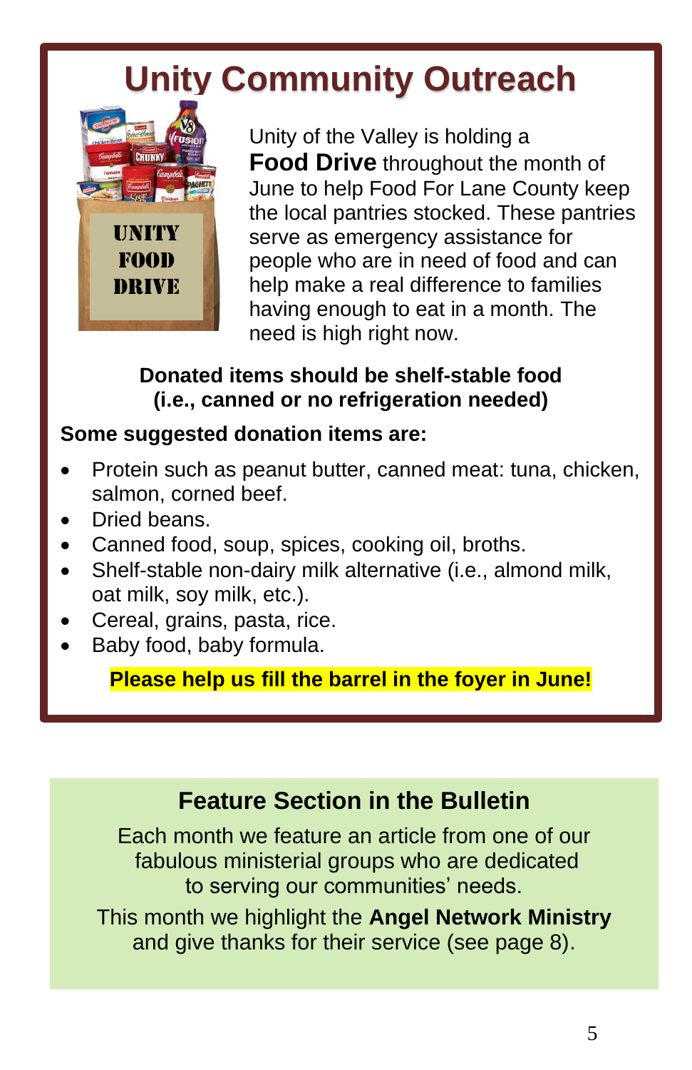# Unity Community Outreach

Unity of the Valley is holding a **Food Drive** throughout the month of June to help Food For Lane County keep the local pantries stocked. These pantries serve as emergency assistance for people who are in need of food and can help make a real difference to families having enough to eat in a month. The need is high right now.

**Donated items should be shelf-stable food (i.e., canned or no refrigeration needed)**

**Some suggested donation items are:**

- Protein such as peanut butter, canned meat: tuna, chicken, salmon, corned beef.
- Dried beans.
- Canned food, soup, spices, cooking oil, broths.
- Shelf-stable non-dairy milk alternative (i.e., almond milk, oat milk, soy milk, etc.).
- Cereal, grains, pasta, rice.
- Baby food, baby formula.

**Please help us fill the barrel in the foyer in June!**

## Feature Section in the Bulletin

Each month we feature an article from one of our fabulous ministerial groups who are dedicated to serving our communities' needs.

This month we highlight the **Angel Network Ministry** and give thanks for their service (see page 8).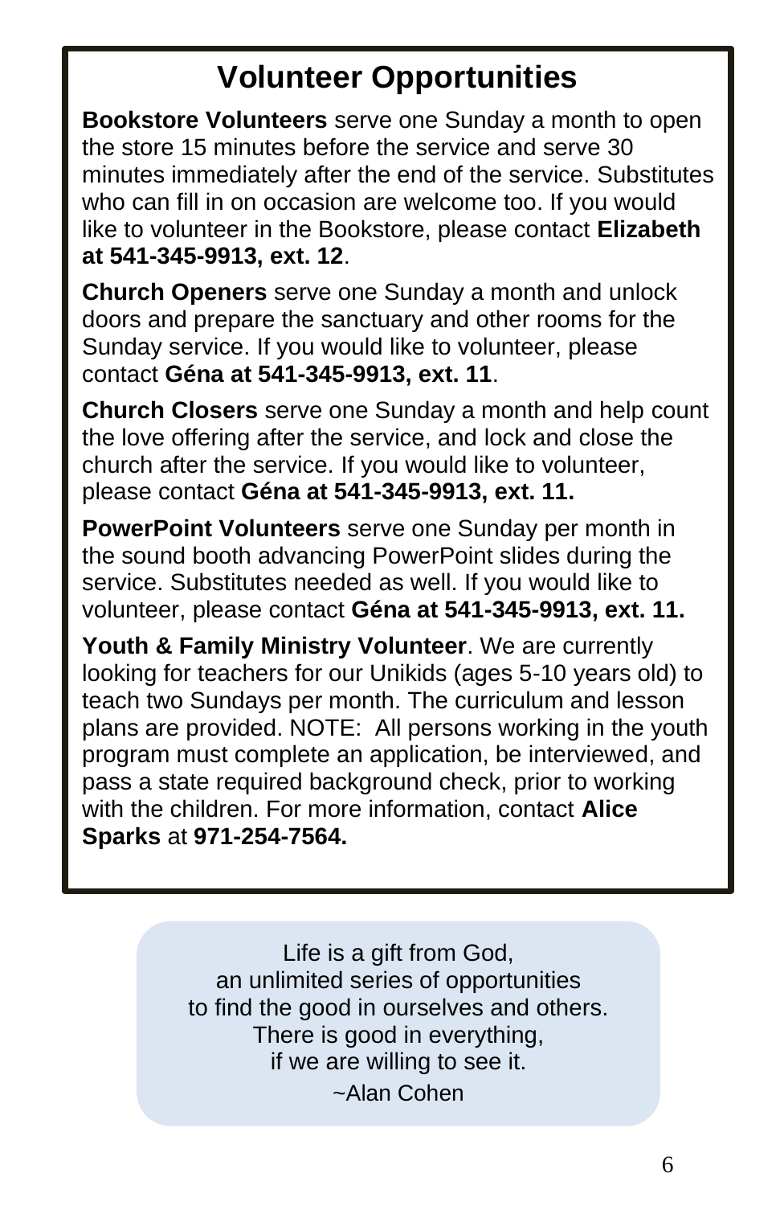# Volunteer Opportunities

**Bookstore Volunteers** serve one Sunday a month to open the store 15 minutes before the service and serve 30 minutes immediately after the end of the service. Substitutes who can fill in on occasion are welcome too. If you would like to volunteer in the Bookstore, please contact **Elizabeth at 541-345-9913, ext. 12**.

**Church Openers** serve one Sunday a month and unlock doors and prepare the sanctuary and other rooms for the Sunday service. If you would like to volunteer, please contact **Géna at 541-345-9913, ext. 11**.

**Church Closers** serve one Sunday a month and help count the love offering after the service, and lock and close the church after the service. If you would like to volunteer, please contact **Géna at 541-345-9913, ext. 11.**

**PowerPoint Volunteers** serve one Sunday per month in the sound booth advancing PowerPoint slides during the service. Substitutes needed as well. If you would like to volunteer, please contact **Géna at 541-345-9913, ext. 11.**

**Youth & Family Ministry Volunteer**. We are currently looking for teachers for our Unikids (ages 5-10 years old) to teach two Sundays per month. The curriculum and lesson plans are provided. NOTE: All persons working in the youth program must complete an application, be interviewed, and pass a state required background check, prior to working with the children. For more information, contact **Alice Sparks** at **971-254-7564.**

Life is a gift from God,
an unlimited series of opportunities
to find the good in ourselves and others.
There is good in everything,
if we are willing to see it.
~Alan Cohen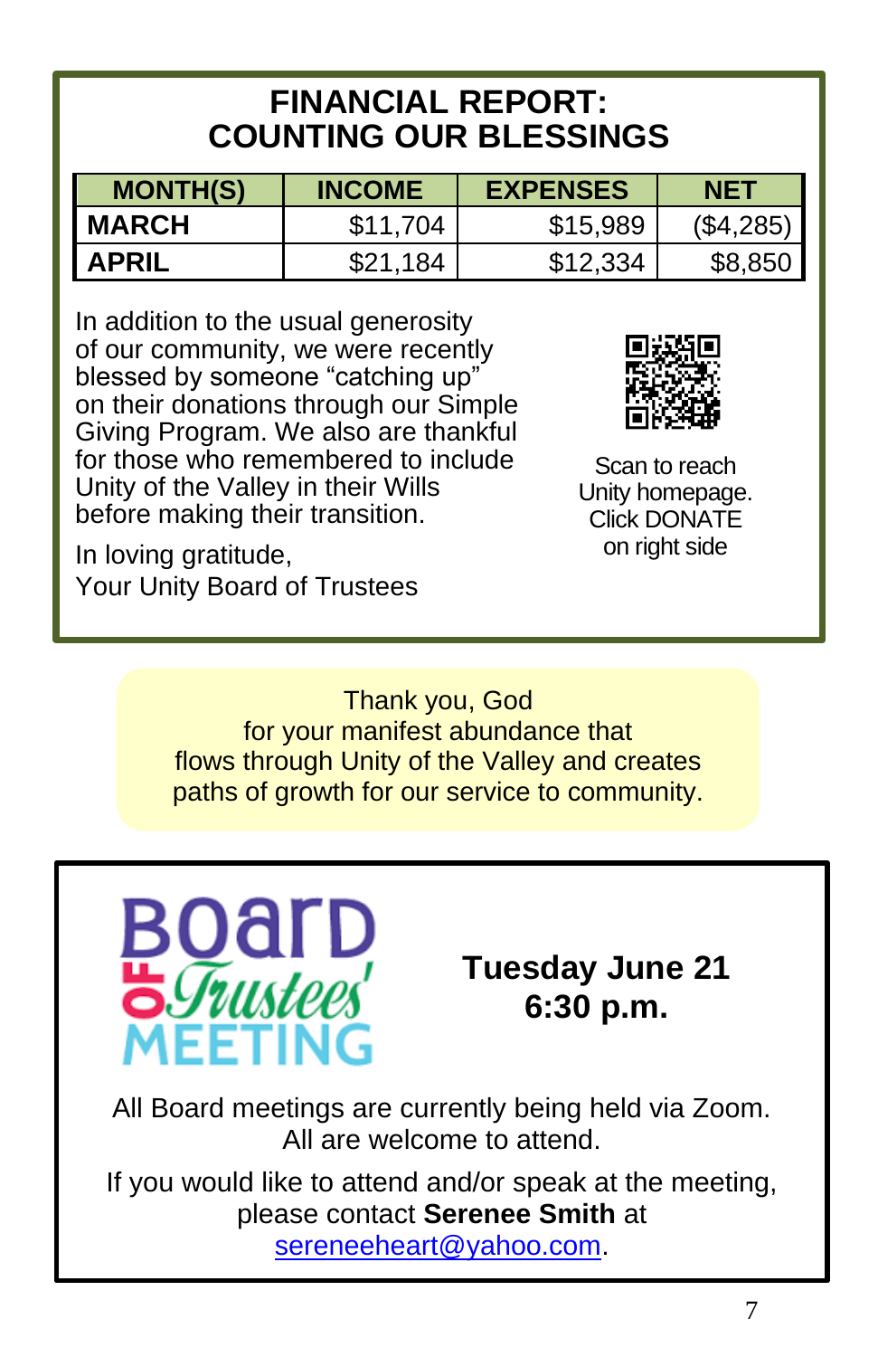## FINANCIAL REPORT: COUNTING OUR BLESSINGS

| MONTH(S) | INCOME | EXPENSES | NET |
|---|---|---|---|
| **MARCH** | $11,704 | $15,989 | ($4,285) |
| **APRIL** | $21,184 | $12,334 | $8,850 |

In addition to the usual generosity of our community, we were recently blessed by someone "catching up" on their donations through our Simple Giving Program. We also are thankful for those who remembered to include Unity of the Valley in their Wills before making their transition.

In loving gratitude,
Your Unity Board of Trustees

Scan to reach Unity homepage. Click DONATE on right side

Thank you, God
for your manifest abundance that
flows through Unity of the Valley and creates
paths of growth for our service to community.

## Board of Trustees' Meeting

**Tuesday June 21**
**6:30 p.m.**

All Board meetings are currently being held via Zoom. All are welcome to attend.

If you would like to attend and/or speak at the meeting, please contact **Serenee Smith** at sereneeheart@yahoo.com.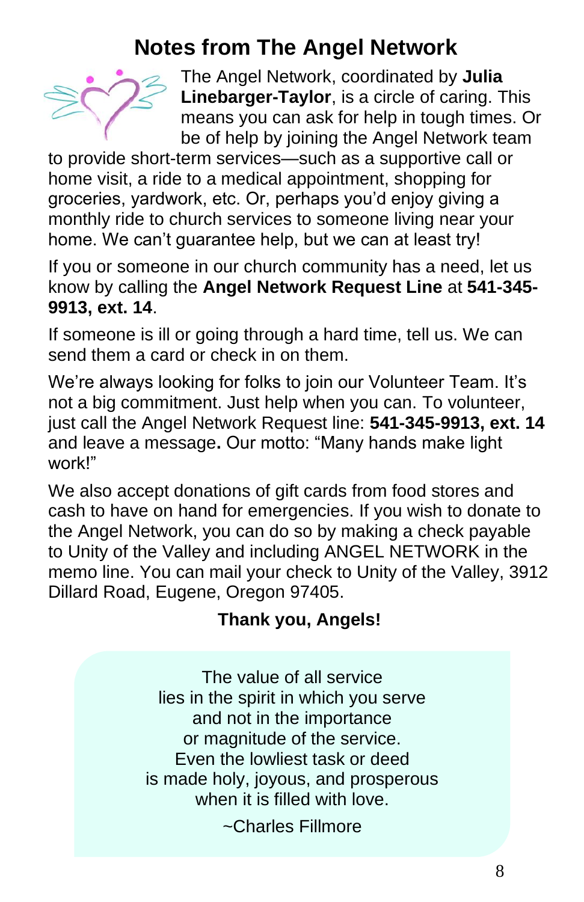# Notes from The Angel Network

The Angel Network, coordinated by **Julia Linebarger-Taylor**, is a circle of caring. This means you can ask for help in tough times. Or be of help by joining the Angel Network team to provide short-term services—such as a supportive call or home visit, a ride to a medical appointment, shopping for groceries, yardwork, etc. Or, perhaps you'd enjoy giving a monthly ride to church services to someone living near your home. We can't guarantee help, but we can at least try!

If you or someone in our church community has a need, let us know by calling the **Angel Network Request Line** at **541-345-9913, ext. 14**.

If someone is ill or going through a hard time, tell us. We can send them a card or check in on them.

We're always looking for folks to join our Volunteer Team. It's not a big commitment. Just help when you can. To volunteer, just call the Angel Network Request line: **541-345-9913, ext. 14** and leave a message**.** Our motto: "Many hands make light work!"

We also accept donations of gift cards from food stores and cash to have on hand for emergencies. If you wish to donate to the Angel Network, you can do so by making a check payable to Unity of the Valley and including ANGEL NETWORK in the memo line. You can mail your check to Unity of the Valley, 3912 Dillard Road, Eugene, Oregon 97405.

**Thank you, Angels!**

The value of all service
lies in the spirit in which you serve
and not in the importance
or magnitude of the service.
Even the lowliest task or deed
is made holy, joyous, and prosperous
when it is filled with love.

~Charles Fillmore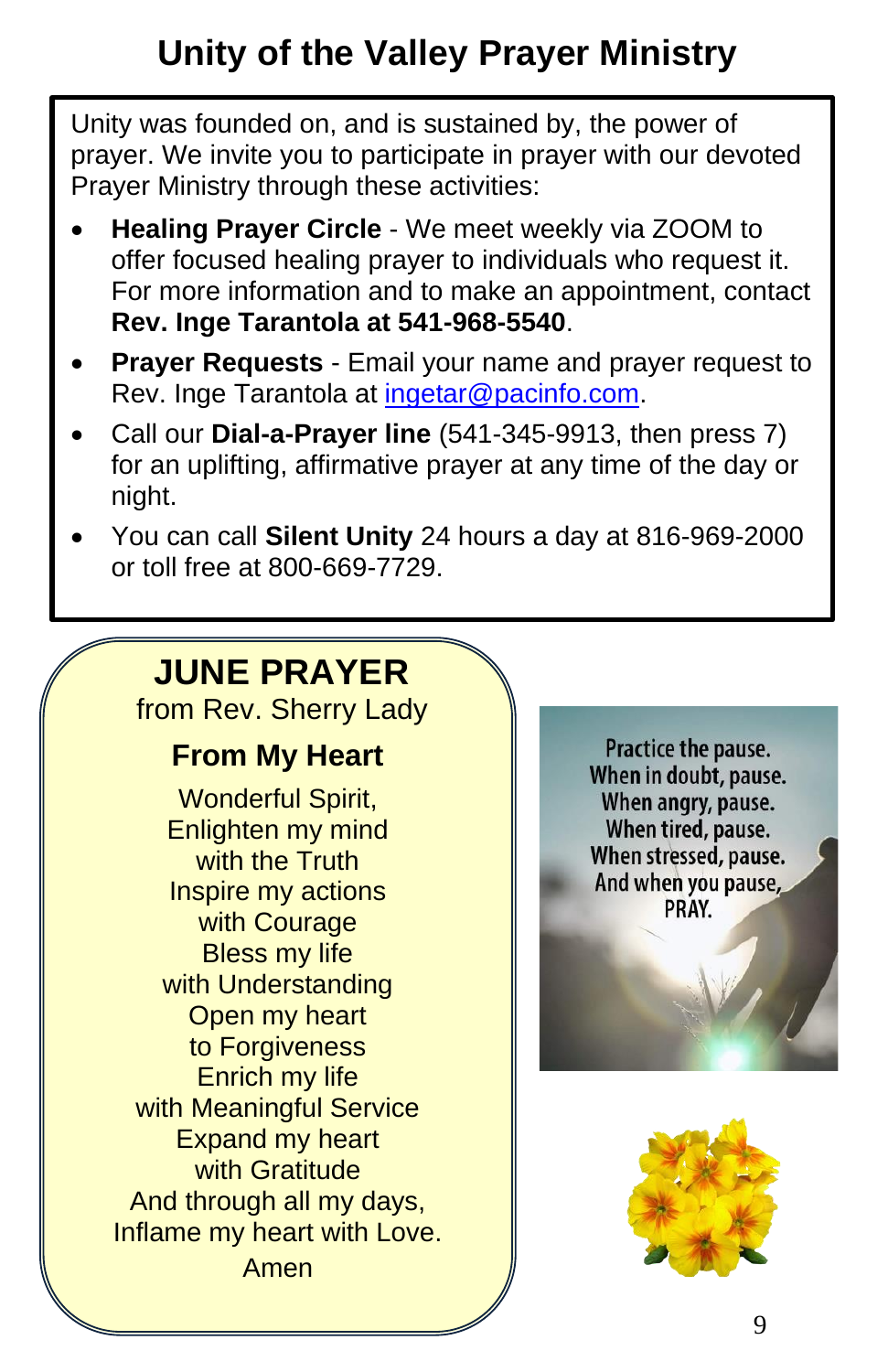# Unity of the Valley Prayer Ministry

Unity was founded on, and is sustained by, the power of prayer. We invite you to participate in prayer with our devoted Prayer Ministry through these activities:

- **Healing Prayer Circle** - We meet weekly via ZOOM to offer focused healing prayer to individuals who request it. For more information and to make an appointment, contact **Rev. Inge Tarantola at 541-968-5540**.
- **Prayer Requests** - Email your name and prayer request to Rev. Inge Tarantola at ingetar@pacinfo.com.
- Call our **Dial-a-Prayer line** (541-345-9913, then press 7) for an uplifting, affirmative prayer at any time of the day or night.
- You can call **Silent Unity** 24 hours a day at 816-969-2000 or toll free at 800-669-7729.

## JUNE PRAYER

from Rev. Sherry Lady

### From My Heart

Wonderful Spirit,
Enlighten my mind
with the Truth
Inspire my actions
with Courage
Bless my life
with Understanding
Open my heart
to Forgiveness
Enrich my life
with Meaningful Service
Expand my heart
with Gratitude
And through all my days,
Inflame my heart with Love.
Amen

Practice the pause.
When in doubt, pause.
When angry, pause.
When tired, pause.
When stressed, pause.
And when you pause,
PRAY.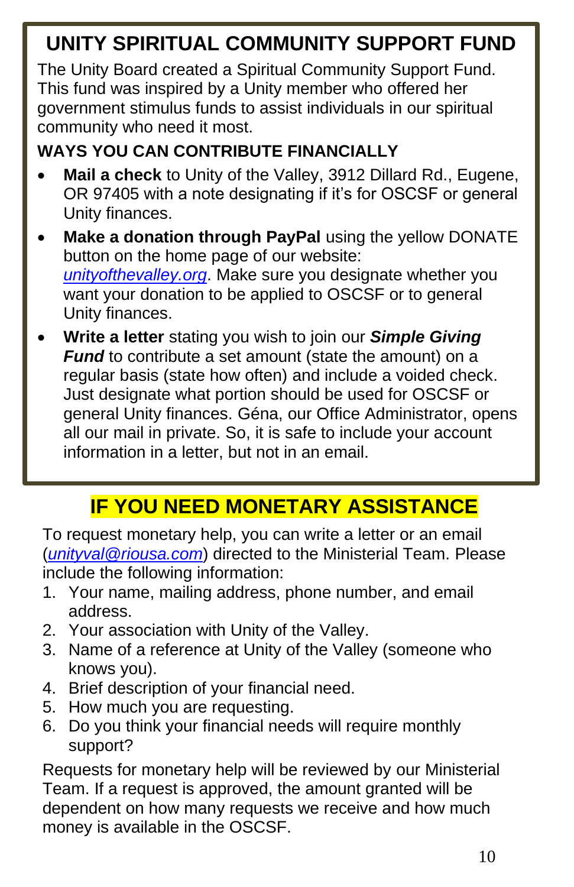# UNITY SPIRITUAL COMMUNITY SUPPORT FUND

The Unity Board created a Spiritual Community Support Fund. This fund was inspired by a Unity member who offered her government stimulus funds to assist individuals in our spiritual community who need it most.

## WAYS YOU CAN CONTRIBUTE FINANCIALLY

- **Mail a check** to Unity of the Valley, 3912 Dillard Rd., Eugene, OR 97405 with a note designating if it's for OSCSF or general Unity finances.
- **Make a donation through PayPal** using the yellow DONATE button on the home page of our website: *unityofthevalley.org*. Make sure you designate whether you want your donation to be applied to OSCSF or to general Unity finances.
- **Write a letter** stating you wish to join our ***Simple Giving Fund*** to contribute a set amount (state the amount) on a regular basis (state how often) and include a voided check. Just designate what portion should be used for OSCSF or general Unity finances. Géna, our Office Administrator, opens all our mail in private. So, it is safe to include your account information in a letter, but not in an email.

# IF YOU NEED MONETARY ASSISTANCE

To request monetary help, you can write a letter or an email (*unityval@riousa.com*) directed to the Ministerial Team. Please include the following information:

1. Your name, mailing address, phone number, and email address.
2. Your association with Unity of the Valley.
3. Name of a reference at Unity of the Valley (someone who knows you).
4. Brief description of your financial need.
5. How much you are requesting.
6. Do you think your financial needs will require monthly support?

Requests for monetary help will be reviewed by our Ministerial Team. If a request is approved, the amount granted will be dependent on how many requests we receive and how much money is available in the OSCSF.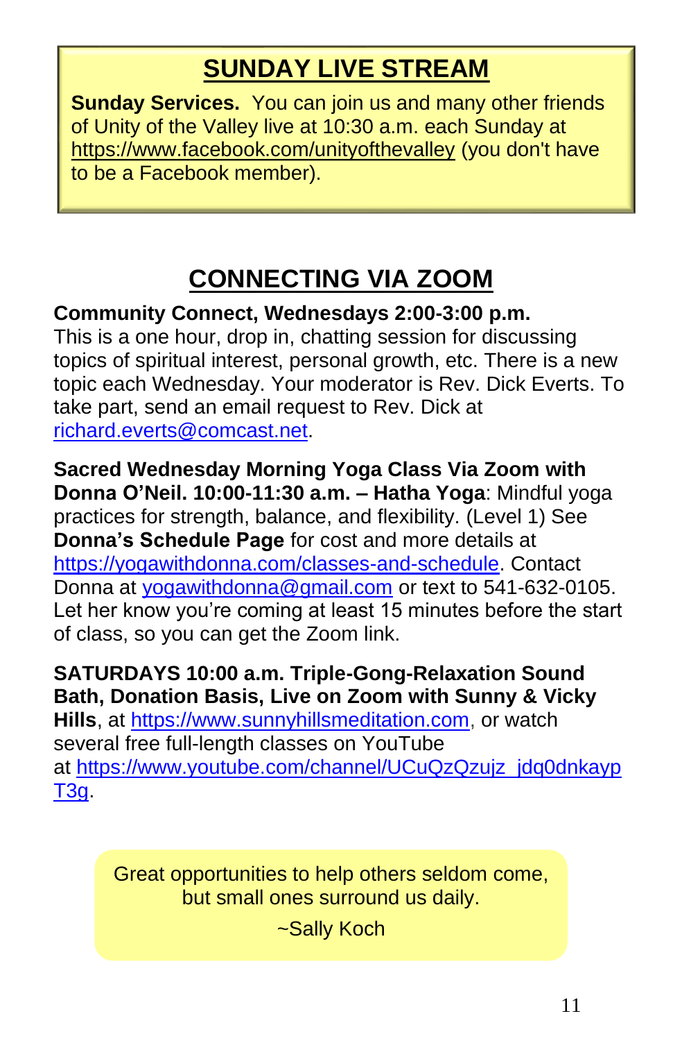## SUNDAY LIVE STREAM

**Sunday Services.** You can join us and many other friends of Unity of the Valley live at 10:30 a.m. each Sunday at https://www.facebook.com/unityofthevalley (you don't have to be a Facebook member).

## CONNECTING VIA ZOOM

**Community Connect, Wednesdays 2:00-3:00 p.m.**
This is a one hour, drop in, chatting session for discussing topics of spiritual interest, personal growth, etc. There is a new topic each Wednesday. Your moderator is Rev. Dick Everts. To take part, send an email request to Rev. Dick at richard.everts@comcast.net.

**Sacred Wednesday Morning Yoga Class Via Zoom with Donna O'Neil. 10:00-11:30 a.m. – Hatha Yoga**: Mindful yoga practices for strength, balance, and flexibility. (Level 1) See **Donna's Schedule Page** for cost and more details at https://yogawithdonna.com/classes-and-schedule. Contact Donna at yogawithdonna@gmail.com or text to 541-632-0105. Let her know you're coming at least 15 minutes before the start of class, so you can get the Zoom link.

**SATURDAYS 10:00 a.m. Triple-Gong-Relaxation Sound Bath, Donation Basis, Live on Zoom with Sunny & Vicky Hills**, at https://www.sunnyhillsmeditation.com, or watch several free full-length classes on YouTube at https://www.youtube.com/channel/UCuQzQzujz_jdq0dnkaypT3g.

Great opportunities to help others seldom come, but small ones surround us daily.

~Sally Koch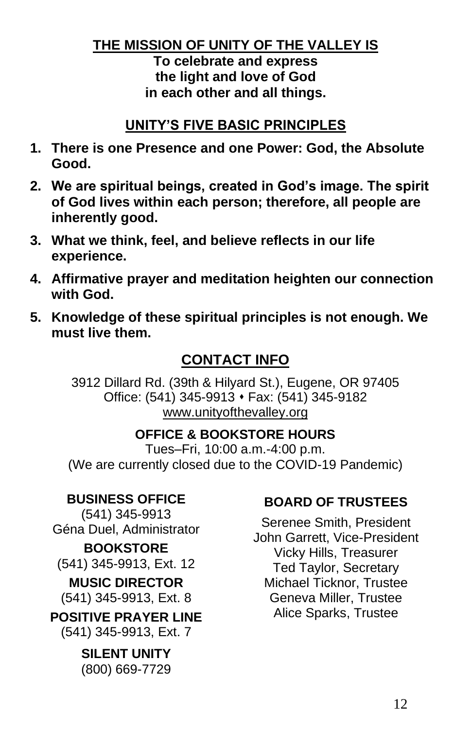## THE MISSION OF UNITY OF THE VALLEY IS

**To celebrate and express the light and love of God in each other and all things.**

## UNITY'S FIVE BASIC PRINCIPLES

1. **There is one Presence and one Power: God, the Absolute Good.**
2. **We are spiritual beings, created in God's image. The spirit of God lives within each person; therefore, all people are inherently good.**
3. **What we think, feel, and believe reflects in our life experience.**
4. **Affirmative prayer and meditation heighten our connection with God.**
5. **Knowledge of these spiritual principles is not enough. We must live them.**

## CONTACT INFO

3912 Dillard Rd. (39th & Hilyard St.), Eugene, OR 97405
Office: (541) 345-9913 • Fax: (541) 345-9182
www.unityofthevalley.org

### OFFICE & BOOKSTORE HOURS

Tues–Fri, 10:00 a.m.-4:00 p.m.
(We are currently closed due to the COVID-19 Pandemic)

**BUSINESS OFFICE**
(541) 345-9913
Géna Duel, Administrator

**BOOKSTORE**
(541) 345-9913, Ext. 12

**MUSIC DIRECTOR**
(541) 345-9913, Ext. 8

**POSITIVE PRAYER LINE**
(541) 345-9913, Ext. 7

**SILENT UNITY**
(800) 669-7729

**BOARD OF TRUSTEES**

Serenee Smith, President
John Garrett, Vice-President
Vicky Hills, Treasurer
Ted Taylor, Secretary
Michael Ticknor, Trustee
Geneva Miller, Trustee
Alice Sparks, Trustee